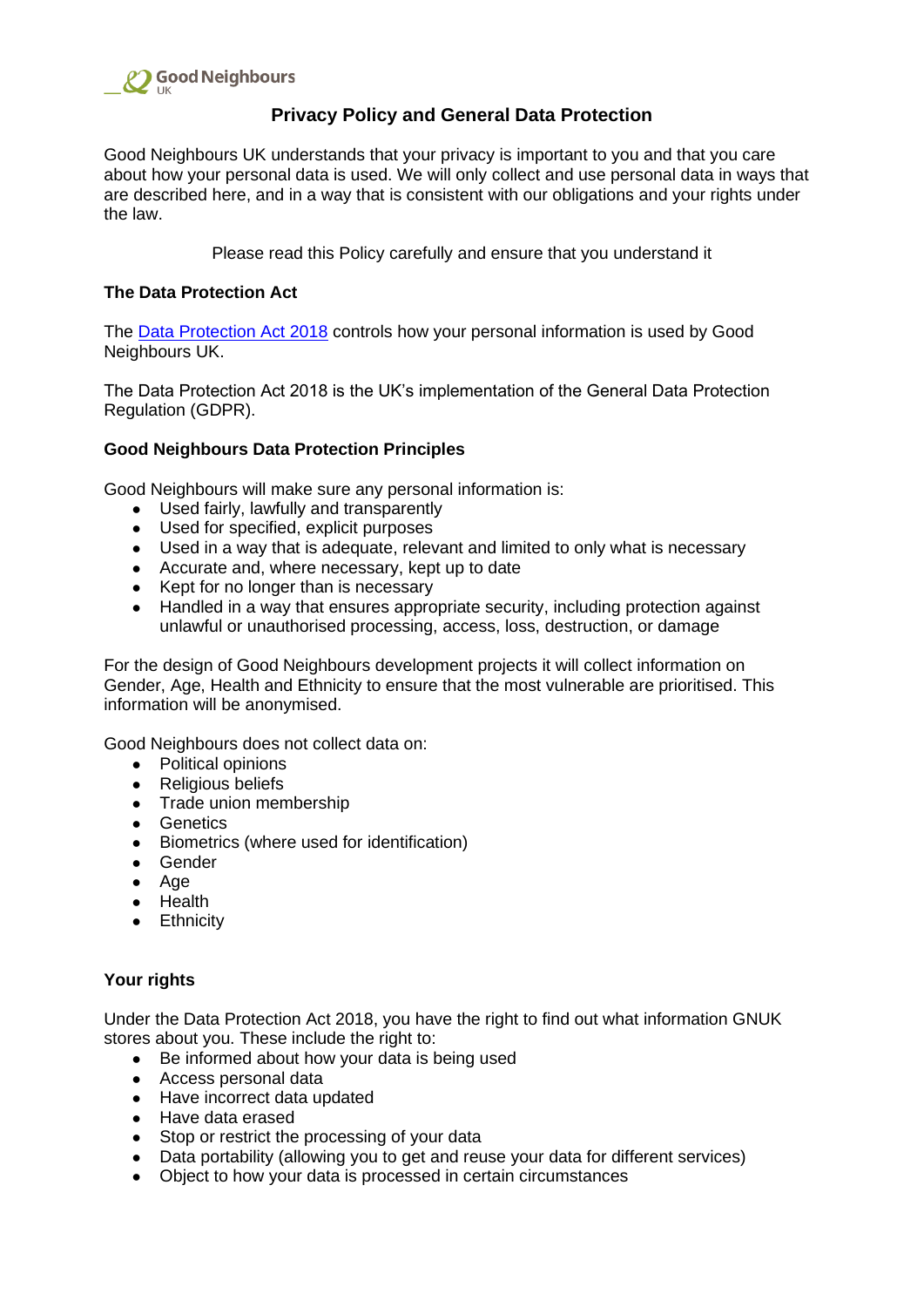Good Neighbours UK

# Privacy Policy and General Data Protection

Good Neighbours UK understands that your privacy is important to you and that you care about how your personal data is used. We will only collect and use personal data in ways that are described here, and in a way that is consistent with our obligations and your rights under the law.

Please read this Policy carefully and ensure that you understand it

## The Data Protection Act

The [Data Protection Act 2018](Data Protection Act 2018) controls how your personal information is used by Good Neighbours UK.

The Data Protection Act 2018 is the UK's implementation of the General Data Protection Regulation (GDPR).

## Good Neighbours Data Protection Principles

Good Neighbours will make sure any personal information is:

- Used fairly, lawfully and transparently
- Used for specified, explicit purposes
- Used in a way that is adequate, relevant and limited to only what is necessary
- Accurate and, where necessary, kept up to date
- Kept for no longer than is necessary
- Handled in a way that ensures appropriate security, including protection against unlawful or unauthorised processing, access, loss, destruction, or damage

For the design of Good Neighbours development projects it will collect information on Gender, Age, Health and Ethnicity to ensure that the most vulnerable are prioritised. This information will be anonymised.

Good Neighbours does not collect data on:

- Political opinions
- Religious beliefs
- Trade union membership
- Genetics
- Biometrics (where used for identification)
- Gender
- Age
- Health
- Ethnicity

## Your rights

Under the Data Protection Act 2018, you have the right to find out what information GNUK stores about you. These include the right to:

- Be informed about how your data is being used
- Access personal data
- Have incorrect data updated
- Have data erased
- Stop or restrict the processing of your data
- Data portability (allowing you to get and reuse your data for different services)
- Object to how your data is processed in certain circumstances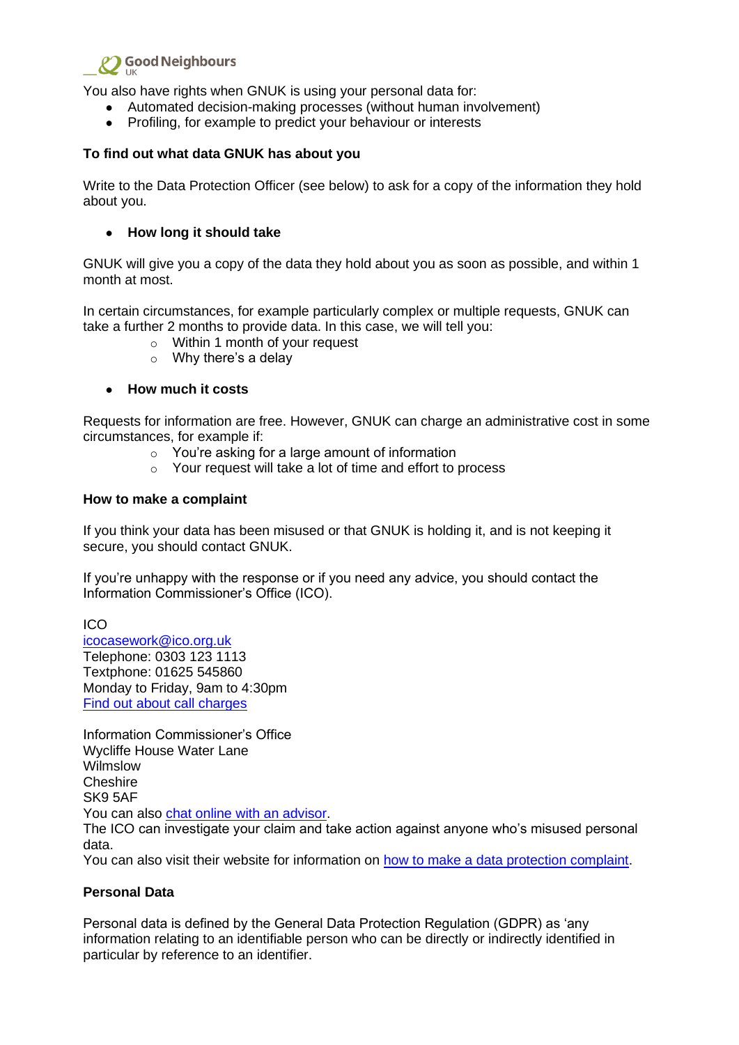You also have rights when GNUK is using your personal data for:

- Automated decision-making processes (without human involvement)
- Profiling, for example to predict your behaviour or interests

**To find out what data GNUK has about you**

Write to the Data Protection Officer (see below) to ask for a copy of the information they hold about you.

- **How long it should take**

GNUK will give you a copy of the data they hold about you as soon as possible, and within 1 month at most.

In certain circumstances, for example particularly complex or multiple requests, GNUK can take a further 2 months to provide data. In this case, we will tell you:

  - Within 1 month of your request
  - Why there's a delay

- **How much it costs**

Requests for information are free. However, GNUK can charge an administrative cost in some circumstances, for example if:

  - You're asking for a large amount of information
  - Your request will take a lot of time and effort to process

**How to make a complaint**

If you think your data has been misused or that GNUK is holding it, and is not keeping it secure, you should contact GNUK.

If you're unhappy with the response or if you need any advice, you should contact the Information Commissioner's Office (ICO).

ICO
icocasework@ico.org.uk
Telephone: 0303 123 1113
Textphone: 01625 545860
Monday to Friday, 9am to 4:30pm
Find out about call charges

Information Commissioner's Office
Wycliffe House Water Lane
Wilmslow
Cheshire
SK9 5AF
You can also chat online with an advisor.
The ICO can investigate your claim and take action against anyone who's misused personal data.
You can also visit their website for information on how to make a data protection complaint.

**Personal Data**

Personal data is defined by the General Data Protection Regulation (GDPR) as 'any information relating to an identifiable person who can be directly or indirectly identified in particular by reference to an identifier.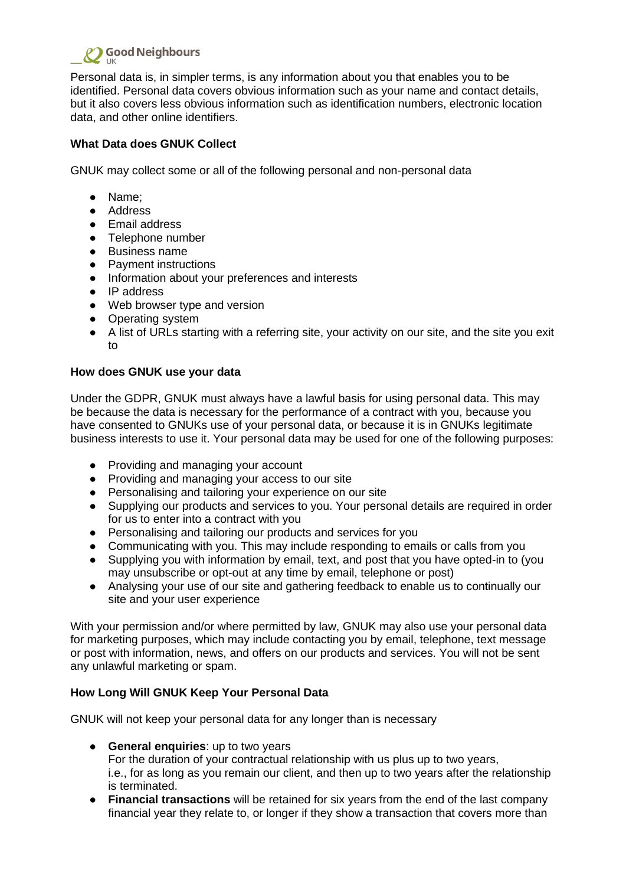Personal data is, in simpler terms, is any information about you that enables you to be identified. Personal data covers obvious information such as your name and contact details, but it also covers less obvious information such as identification numbers, electronic location data, and other online identifiers.

**What Data does GNUK Collect**

GNUK may collect some or all of the following personal and non-personal data

- Name;
- Address
- Email address
- Telephone number
- Business name
- Payment instructions
- Information about your preferences and interests
- IP address
- Web browser type and version
- Operating system
- A list of URLs starting with a referring site, your activity on our site, and the site you exit to

**How does GNUK use your data**

Under the GDPR, GNUK must always have a lawful basis for using personal data. This may be because the data is necessary for the performance of a contract with you, because you have consented to GNUKs use of your personal data, or because it is in GNUKs legitimate business interests to use it. Your personal data may be used for one of the following purposes:

- Providing and managing your account
- Providing and managing your access to our site
- Personalising and tailoring your experience on our site
- Supplying our products and services to you. Your personal details are required in order for us to enter into a contract with you
- Personalising and tailoring our products and services for you
- Communicating with you. This may include responding to emails or calls from you
- Supplying you with information by email, text, and post that you have opted-in to (you may unsubscribe or opt-out at any time by email, telephone or post)
- Analysing your use of our site and gathering feedback to enable us to continually our site and your user experience

With your permission and/or where permitted by law, GNUK may also use your personal data for marketing purposes, which may include contacting you by email, telephone, text message or post with information, news, and offers on our products and services. You will not be sent any unlawful marketing or spam.

**How Long Will GNUK Keep Your Personal Data**

GNUK will not keep your personal data for any longer than is necessary

- **General enquiries**: up to two years
  For the duration of your contractual relationship with us plus up to two years, i.e., for as long as you remain our client, and then up to two years after the relationship is terminated.
- **Financial transactions** will be retained for six years from the end of the last company financial year they relate to, or longer if they show a transaction that covers more than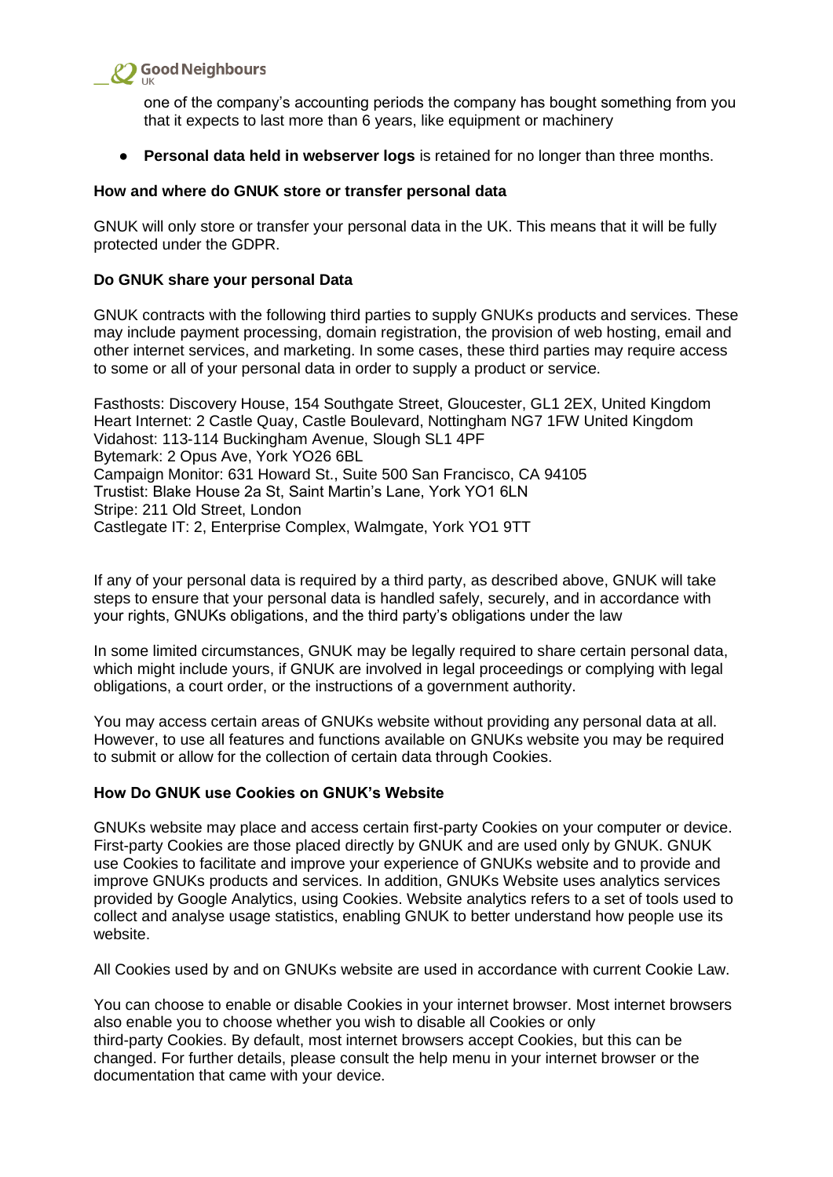one of the company's accounting periods the company has bought something from you that it expects to last more than 6 years, like equipment or machinery

- **Personal data held in webserver logs** is retained for no longer than three months.

**How and where do GNUK store or transfer personal data**

GNUK will only store or transfer your personal data in the UK. This means that it will be fully protected under the GDPR.

**Do GNUK share your personal Data**

GNUK contracts with the following third parties to supply GNUKs products and services. These may include payment processing, domain registration, the provision of web hosting, email and other internet services, and marketing. In some cases, these third parties may require access to some or all of your personal data in order to supply a product or service.

Fasthosts: Discovery House, 154 Southgate Street, Gloucester, GL1 2EX, United Kingdom
Heart Internet: 2 Castle Quay, Castle Boulevard, Nottingham NG7 1FW United Kingdom
Vidahost: 113-114 Buckingham Avenue, Slough SL1 4PF
Bytemark: 2 Opus Ave, York YO26 6BL
Campaign Monitor: 631 Howard St., Suite 500 San Francisco, CA 94105
Trustist: Blake House 2a St, Saint Martin's Lane, York YO1 6LN
Stripe: 211 Old Street, London
Castlegate IT: 2, Enterprise Complex, Walmgate, York YO1 9TT

If any of your personal data is required by a third party, as described above, GNUK will take steps to ensure that your personal data is handled safely, securely, and in accordance with your rights, GNUKs obligations, and the third party's obligations under the law

In some limited circumstances, GNUK may be legally required to share certain personal data, which might include yours, if GNUK are involved in legal proceedings or complying with legal obligations, a court order, or the instructions of a government authority.

You may access certain areas of GNUKs website without providing any personal data at all. However, to use all features and functions available on GNUKs website you may be required to submit or allow for the collection of certain data through Cookies.

**How Do GNUK use Cookies on GNUK's Website**

GNUKs website may place and access certain first-party Cookies on your computer or device. First-party Cookies are those placed directly by GNUK and are used only by GNUK. GNUK use Cookies to facilitate and improve your experience of GNUKs website and to provide and improve GNUKs products and services. In addition, GNUKs Website uses analytics services provided by Google Analytics, using Cookies. Website analytics refers to a set of tools used to collect and analyse usage statistics, enabling GNUK to better understand how people use its website.

All Cookies used by and on GNUKs website are used in accordance with current Cookie Law.

You can choose to enable or disable Cookies in your internet browser. Most internet browsers also enable you to choose whether you wish to disable all Cookies or only third-party Cookies. By default, most internet browsers accept Cookies, but this can be changed. For further details, please consult the help menu in your internet browser or the documentation that came with your device.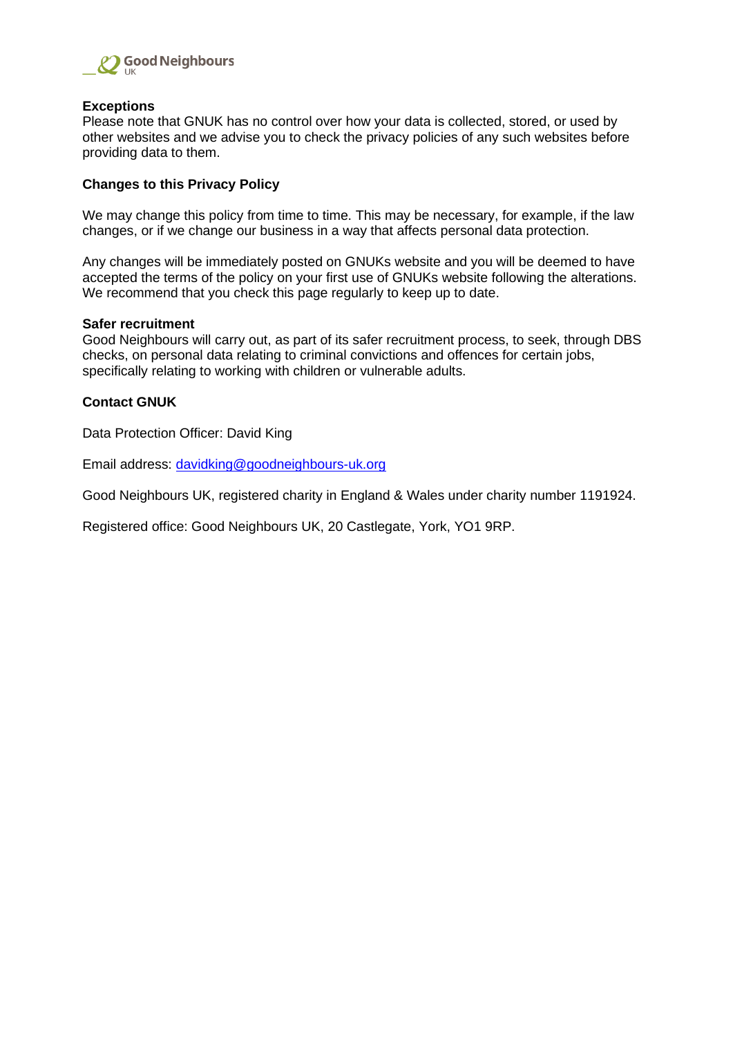**Exceptions**
Please note that GNUK has no control over how your data is collected, stored, or used by other websites and we advise you to check the privacy policies of any such websites before providing data to them.

**Changes to this Privacy Policy**

We may change this policy from time to time. This may be necessary, for example, if the law changes, or if we change our business in a way that affects personal data protection.

Any changes will be immediately posted on GNUKs website and you will be deemed to have accepted the terms of the policy on your first use of GNUKs website following the alterations. We recommend that you check this page regularly to keep up to date.

**Safer recruitment**
Good Neighbours will carry out, as part of its safer recruitment process, to seek, through DBS checks, on personal data relating to criminal convictions and offences for certain jobs, specifically relating to working with children or vulnerable adults.

**Contact GNUK**

Data Protection Officer: David King

Email address: davidking@goodneighbours-uk.org

Good Neighbours UK, registered charity in England & Wales under charity number 1191924.

Registered office: Good Neighbours UK, 20 Castlegate, York, YO1 9RP.